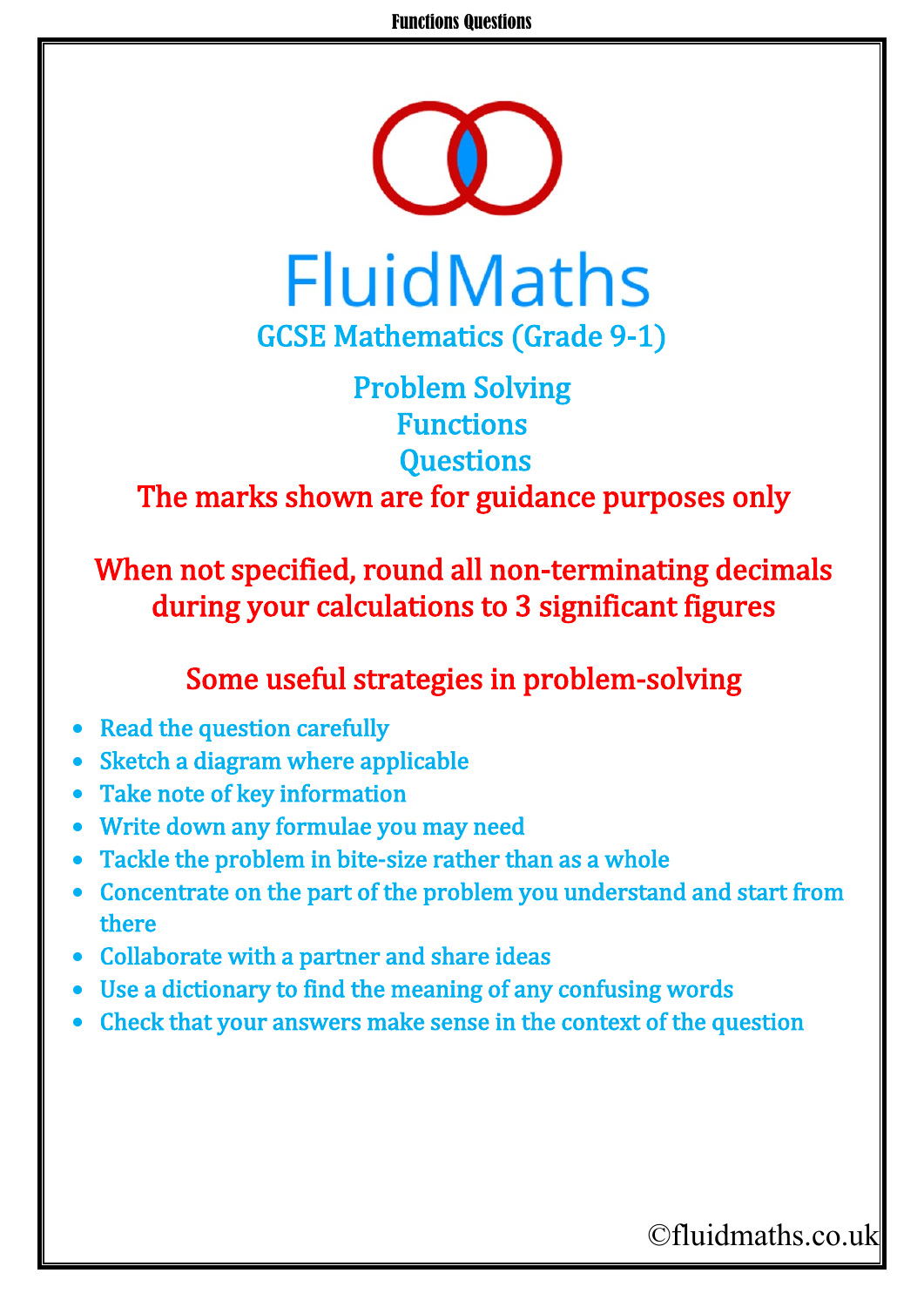# FluidMaths

## GCSE Mathematics (Grade 9-1)

## Problem Solving
## Functions
## Questions

**The marks shown are for guidance purposes only**

**When not specified, round all non-terminating decimals during your calculations to 3 significant figures**

### Some useful strategies in problem-solving

- Read the question carefully
- Sketch a diagram where applicable
- Take note of key information
- Write down any formulae you may need
- Tackle the problem in bite-size rather than as a whole
- Concentrate on the part of the problem you understand and start from there
- Collaborate with a partner and share ideas
- Use a dictionary to find the meaning of any confusing words
- Check that your answers make sense in the context of the question

©fluidmaths.co.uk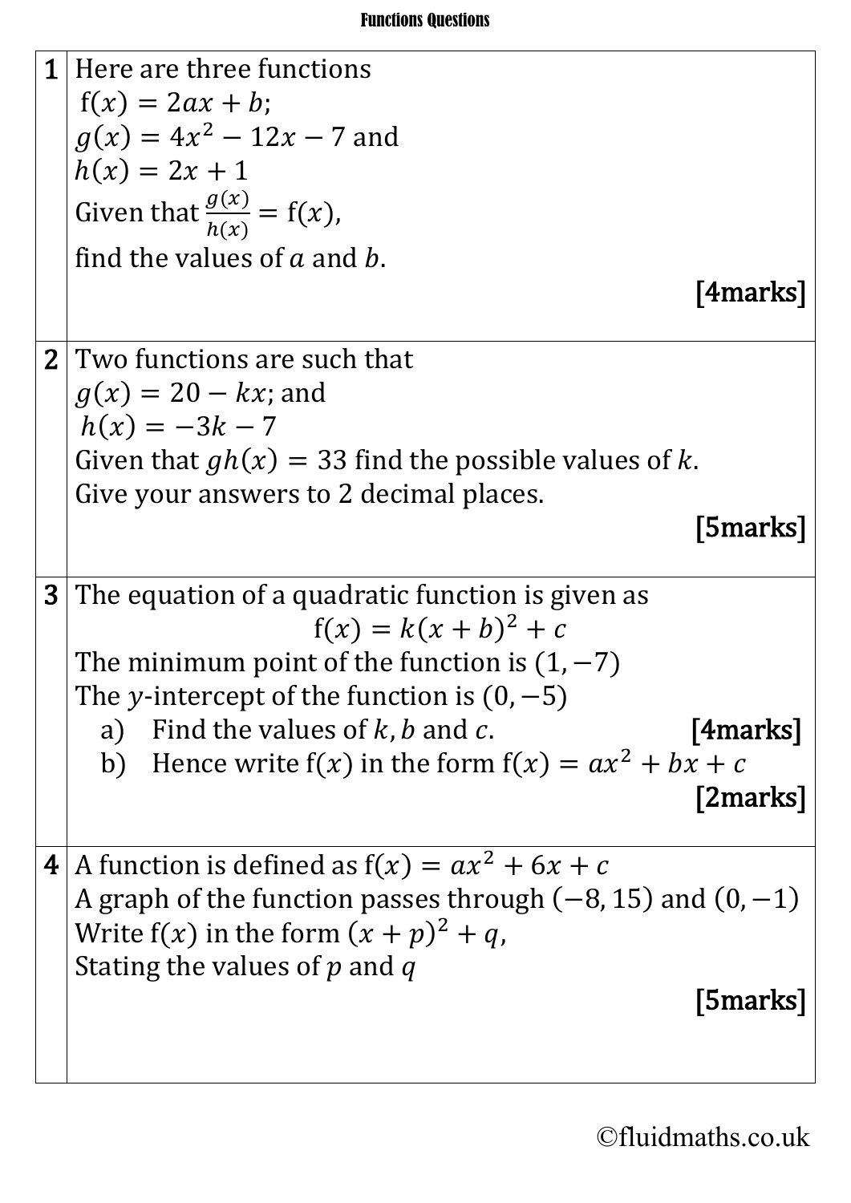# Functions Questions

| | |
|---|---|
| **1** | Here are three functions<br>$\mathrm{f}(x) = 2ax + b$;<br>$g(x) = 4x^2 - 12x - 7$ and<br>$h(x) = 2x + 1$<br>Given that $\frac{g(x)}{h(x)} = \mathrm{f}(x)$,<br>find the values of $a$ and $b$.<br>**[4marks]** |
| **2** | Two functions are such that<br>$g(x) = 20 - kx$; and<br>$h(x) = -3k - 7$<br>Given that $gh(x) = 33$ find the possible values of $k$.<br>Give your answers to 2 decimal places.<br>**[5marks]** |
| **3** | The equation of a quadratic function is given as<br>$\mathrm{f}(x) = k(x + b)^2 + c$<br>The minimum point of the function is $(1, -7)$<br>The $y$-intercept of the function is $(0, -5)$<br>a) Find the values of $k$, $b$ and $c$. **[4marks]**<br>b) Hence write $\mathrm{f}(x)$ in the form $\mathrm{f}(x) = ax^2 + bx + c$<br>**[2marks]** |
| **4** | A function is defined as $\mathrm{f}(x) = ax^2 + 6x + c$<br>A graph of the function passes through $(-8, 15)$ and $(0, -1)$<br>Write $\mathrm{f}(x)$ in the form $(x + p)^2 + q$,<br>Stating the values of $p$ and $q$<br>**[5marks]** |

©fluidmaths.co.uk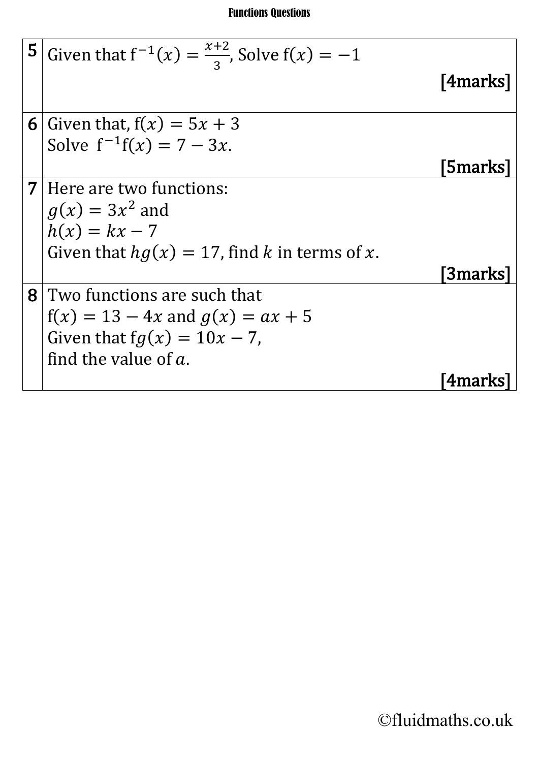| | |
|---|---|
| 5 | Given that $\mathrm{f}^{-1}(x) = \frac{x+2}{3}$, Solve $\mathrm{f}(x) = -1$ <br> **[4marks]** |
| 6 | Given that, $\mathrm{f}(x) = 5x + 3$ <br> Solve $\mathrm{f}^{-1}\mathrm{f}(x) = 7 - 3x$. <br> **[5marks]** |
| 7 | Here are two functions: <br> $g(x) = 3x^2$ and <br> $h(x) = kx - 7$ <br> Given that $hg(x) = 17$, find $k$ in terms of $x$. <br> **[3marks]** |
| 8 | Two functions are such that <br> $\mathrm{f}(x) = 13 - 4x$ and $g(x) = ax + 5$ <br> Given that $\mathrm{f}g(x) = 10x - 7$, <br> find the value of $a$. <br> **[4marks]** |

©fluidmaths.co.uk